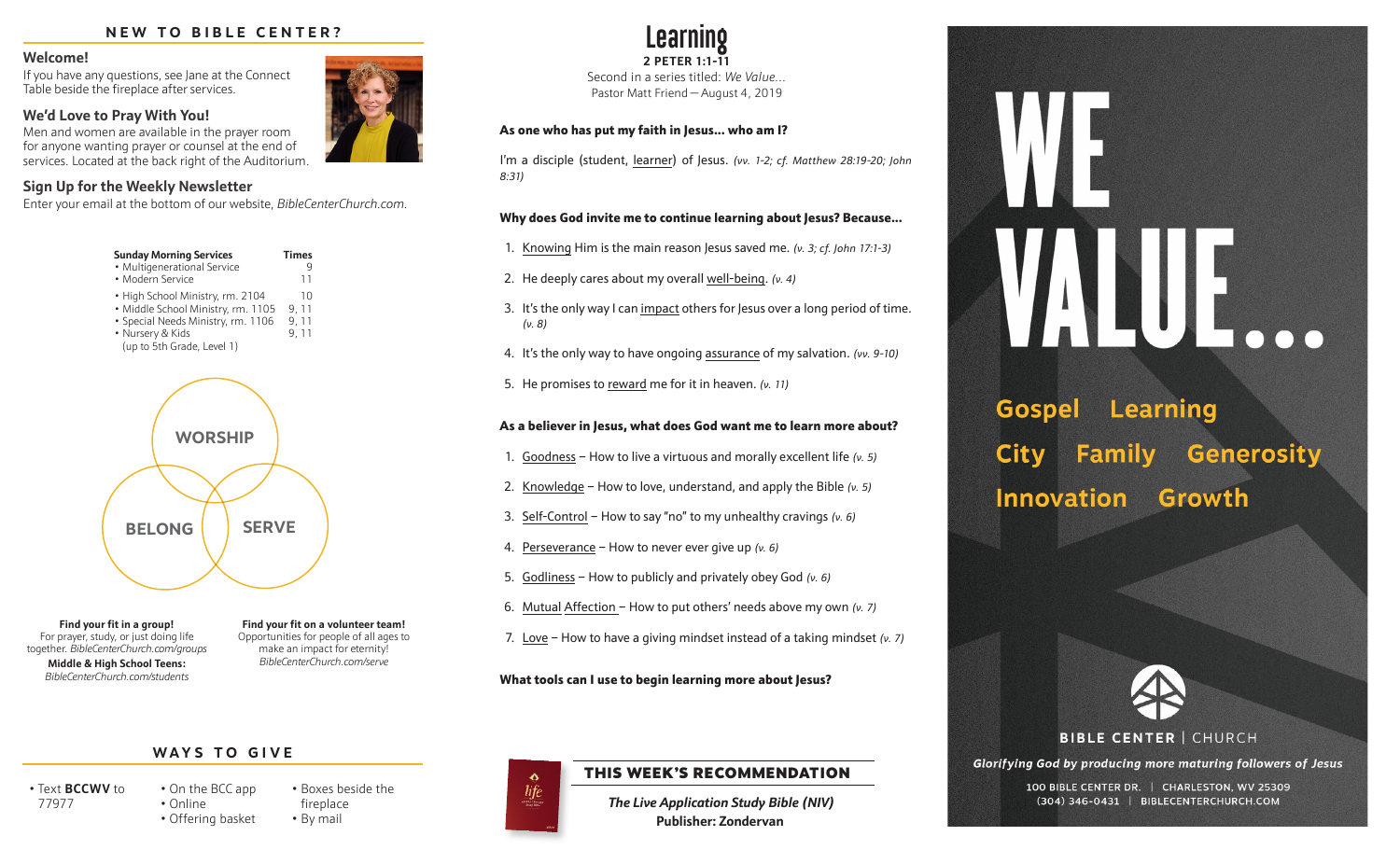## NEW TO BIBLE CENTER?

### Welcome!

If you have any questions, see Jane at the Connect Table beside the fireplace after services.

### We'd Love to Pray With You!

Men and women are available in the prayer room for anyone wanting prayer or counsel at the end of services. Located at the back right of the Auditorium.

### Sign Up for the Weekly Newsletter

Enter your email at the bottom of our website, *BibleCenterChurch.com*.

| Sunday Morning Services | Times |
|---|---|
| • Multigenerational Service | 9 |
| • Modern Service | 11 |
| • High School Ministry, rm. 2104 | 10 |
| • Middle School Ministry, rm. 1105 | 9, 11 |
| • Special Needs Ministry, rm. 1106 | 9, 11 |
| • Nursery & Kids (up to 5th Grade, Level 1) | 9, 11 |

WORSHIP

BELONG SERVE

**Find your fit in a group!**
For prayer, study, or just doing life together. *BibleCenterChurch.com/groups*
**Middle & High School Teens:**
*BibleCenterChurch.com/students*

**Find your fit on a volunteer team!**
Opportunities for people of all ages to make an impact for eternity!
*BibleCenterChurch.com/serve*

## WAYS TO GIVE

- Text **BCCWV** to 77977
- On the BCC app
- Online
- Offering basket
- Boxes beside the fireplace
- By mail

# Learning

**2 PETER 1:1-11**
Second in a series titled: *We Value...*
Pastor Matt Friend – August 4, 2019

**As one who has put my faith in Jesus... who am I?**

I'm a disciple (student, learner) of Jesus. *(vv. 1-2; cf. Matthew 28:19-20; John 8:31)*

**Why does God invite me to continue learning about Jesus? Because...**

1. Knowing Him is the main reason Jesus saved me. *(v. 3; cf. John 17:1-3)*
2. He deeply cares about my overall well-being. *(v. 4)*
3. It's the only way I can impact others for Jesus over a long period of time. *(v. 8)*
4. It's the only way to have ongoing assurance of my salvation. *(vv. 9-10)*
5. He promises to reward me for it in heaven. *(v. 11)*

**As a believer in Jesus, what does God want me to learn more about?**

1. Goodness – How to live a virtuous and morally excellent life *(v. 5)*
2. Knowledge – How to love, understand, and apply the Bible *(v. 5)*
3. Self-Control – How to say "no" to my unhealthy cravings *(v. 6)*
4. Perseverance – How to never ever give up *(v. 6)*
5. Godliness – How to publicly and privately obey God *(v. 6)*
6. Mutual Affection – How to put others' needs above my own *(v. 7)*
7. Love – How to have a giving mindset instead of a taking mindset *(v. 7)*

**What tools can I use to begin learning more about Jesus?**

## THIS WEEK'S RECOMMENDATION

***The Live Application Study Bible (NIV)***
**Publisher: Zondervan**

# WE VALUE...

Gospel Learning
City Family Generosity
Innovation Growth

BIBLE CENTER | CHURCH

*Glorifying God by producing more maturing followers of Jesus*

100 BIBLE CENTER DR. | CHARLESTON, WV 25309
(304) 346-0431 | BIBLECENTERCHURCH.COM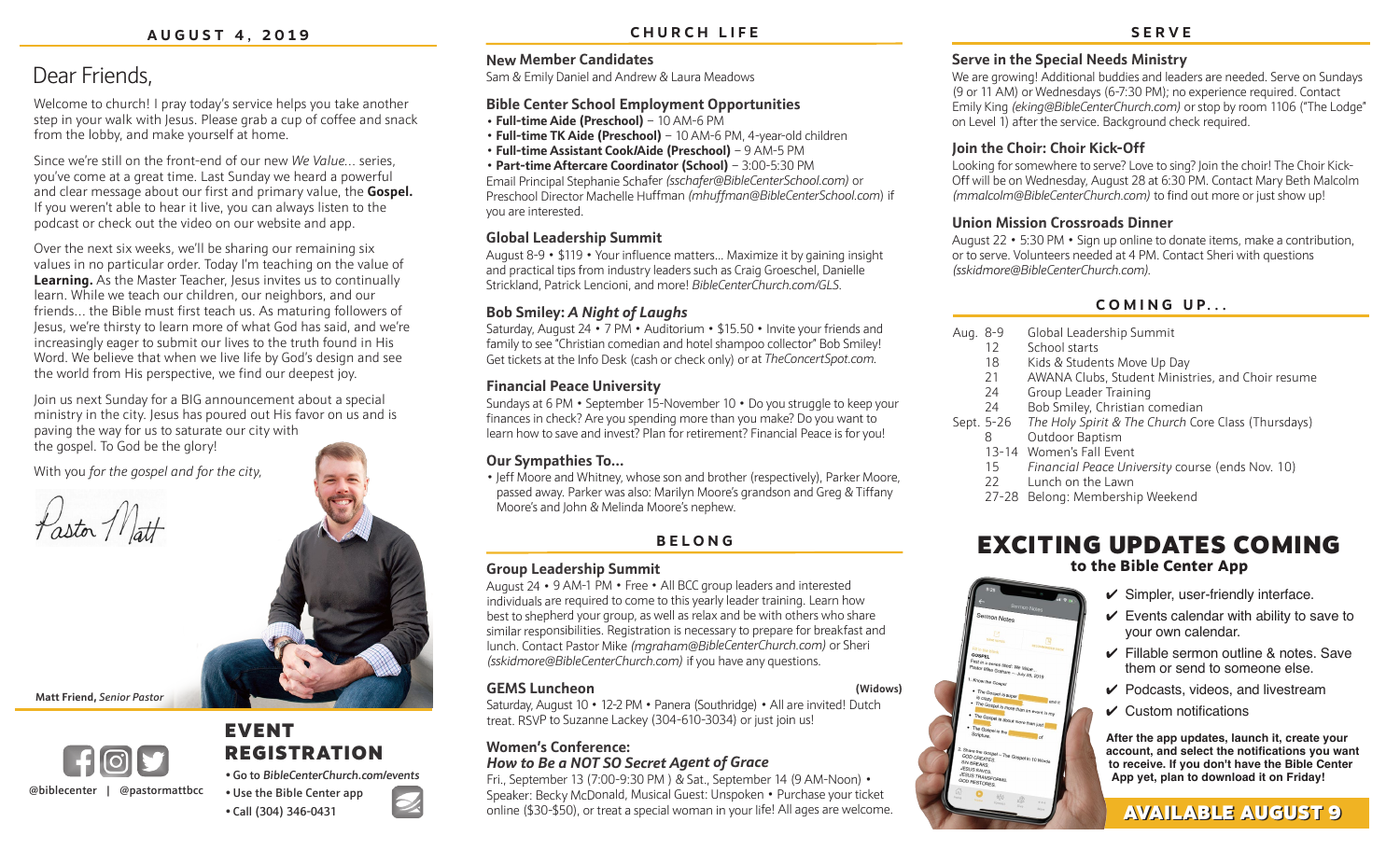**AUGUST 4, 2019**

# Dear Friends,

Welcome to church! I pray today's service helps you take another step in your walk with Jesus. Please grab a cup of coffee and snack from the lobby, and make yourself at home.

Since we're still on the front-end of our new *We Value...* series, you've come at a great time. Last Sunday we heard a powerful and clear message about our first and primary value, the **Gospel.** If you weren't able to hear it live, you can always listen to the podcast or check out the video on our website and app.

Over the next six weeks, we'll be sharing our remaining six values in no particular order. Today I'm teaching on the value of **Learning.** As the Master Teacher, Jesus invites us to continually learn. While we teach our children, our neighbors, and our friends... the Bible must first teach us. As maturing followers of Jesus, we're thirsty to learn more of what God has said, and we're increasingly eager to submit our lives to the truth found in His Word. We believe that when we live life by God's design and see the world from His perspective, we find our deepest joy.

Join us next Sunday for a BIG announcement about a special ministry in the city. Jesus has poured out His favor on us and is paving the way for us to saturate our city with the gospel. To God be the glory!

With you *for the gospel and for the city,*

Pastor Matt

**Matt Friend,** *Senior Pastor*

@biblecenter | @pastormattbcc

## EVENT REGISTRATION

- Go to *BibleCenterChurch.com/events*
- Use the Bible Center app
- Call (304) 346-0431

## CHURCH LIFE

### New Member Candidates

Sam & Emily Daniel and Andrew & Laura Meadows

### Bible Center School Employment Opportunities

- **Full-time Aide (Preschool)** – 10 AM-6 PM
- **Full-time TK Aide (Preschool)** – 10 AM-6 PM, 4-year-old children
- **Full-time Assistant Cook/Aide (Preschool)** – 9 AM-5 PM
- **Part-time Aftercare Coordinator (School)** – 3:00-5:30 PM

Email Principal Stephanie Schafer *(sschafer@BibleCenterSchool.com)* or Preschool Director Machelle Huffman *(mhuffman@BibleCenterSchool.com)* if you are interested.

### Global Leadership Summit

August 8-9 • $119 • Your influence matters... Maximize it by gaining insight and practical tips from industry leaders such as Craig Groeschel, Danielle Strickland, Patrick Lencioni, and more! *BibleCenterChurch.com/GLS.*

### Bob Smiley: *A Night of Laughs*

Saturday, August 24 • 7 PM • Auditorium • $15.50 • Invite your friends and family to see "Christian comedian and hotel shampoo collector" Bob Smiley! Get tickets at the Info Desk (cash or check only) or at *TheConcertSpot.com.*

### Financial Peace University

Sundays at 6 PM • September 15-November 10 • Do you struggle to keep your finances in check? Are you spending more than you make? Do you want to learn how to save and invest? Plan for retirement? Financial Peace is for you!

### Our Sympathies To...

- Jeff Moore and Whitney, whose son and brother (respectively), Parker Moore, passed away. Parker was also: Marilyn Moore's grandson and Greg & Tiffany Moore's and John & Melinda Moore's nephew.

## BELONG

### Group Leadership Summit

August 24 • 9 AM-1 PM • Free • All BCC group leaders and interested individuals are required to come to this yearly leader training. Learn how best to shepherd your group, as well as relax and be with others who share similar responsibilities. Registration is necessary to prepare for breakfast and lunch. Contact Pastor Mike *(mgraham@BibleCenterChurch.com)* or Sheri *(sskidmore@BibleCenterChurch.com)* if you have any questions.

### GEMS Luncheon **(Widows)**

Saturday, August 10 • 12-2 PM • Panera (Southridge) • All are invited! Dutch treat. RSVP to Suzanne Lackey (304-610-3034) or just join us!

### Women's Conference: *How to Be a NOT SO Secret Agent of Grace*

Fri., September 13 (7:00-9:30 PM ) & Sat., September 14 (9 AM-Noon) • Speaker: Becky McDonald, Musical Guest: Unspoken • Purchase your ticket online ($30-$50), or treat a special woman in your life! All ages are welcome.

## SERVE

### Serve in the Special Needs Ministry

We are growing! Additional buddies and leaders are needed. Serve on Sundays (9 or 11 AM) or Wednesdays (6-7:30 PM); no experience required. Contact Emily King *(eking@BibleCenterChurch.com)* or stop by room 1106 ("The Lodge" on Level 1) after the service. Background check required.

### Join the Choir: Choir Kick-Off

Looking for somewhere to serve? Love to sing? Join the choir! The Choir Kick-Off will be on Wednesday, August 28 at 6:30 PM. Contact Mary Beth Malcolm *(mmalcolm@BibleCenterChurch.com)* to find out more or just show up!

### Union Mission Crossroads Dinner

August 22 • 5:30 PM • Sign up online to donate items, make a contribution, or to serve. Volunteers needed at 4 PM. Contact Sheri with questions *(sskidmore@BibleCenterChurch.com).*

## COMING UP...

| | | |
|---|---|---|
| Aug. | 8-9 | Global Leadership Summit |
| | 12 | School starts |
| | 18 | Kids & Students Move Up Day |
| | 21 | AWANA Clubs, Student Ministries, and Choir resume |
| | 24 | Group Leader Training |
| | 24 | Bob Smiley, Christian comedian |
| Sept. | 5-26 | *The Holy Spirit & The Church* Core Class (Thursdays) |
| | 8 | Outdoor Baptism |
| | 13-14 | Women's Fall Event |
| | 15 | *Financial Peace University* course (ends Nov. 10) |
| | 22 | Lunch on the Lawn |
| | 27-28 | Belong: Membership Weekend |

## EXCITING UPDATES COMING
### to the Bible Center App

- ✔ Simpler, user-friendly interface.
- ✔ Events calendar with ability to save to your own calendar.
- ✔ Fillable sermon outline & notes. Save them or send to someone else.
- ✔ Podcasts, videos, and livestream
- ✔ Custom notifications

**After the app updates, launch it, create your account, and select the notifications you want to receive. If you don't have the Bible Center App yet, plan to download it on Friday!**

**AVAILABLE AUGUST 9**